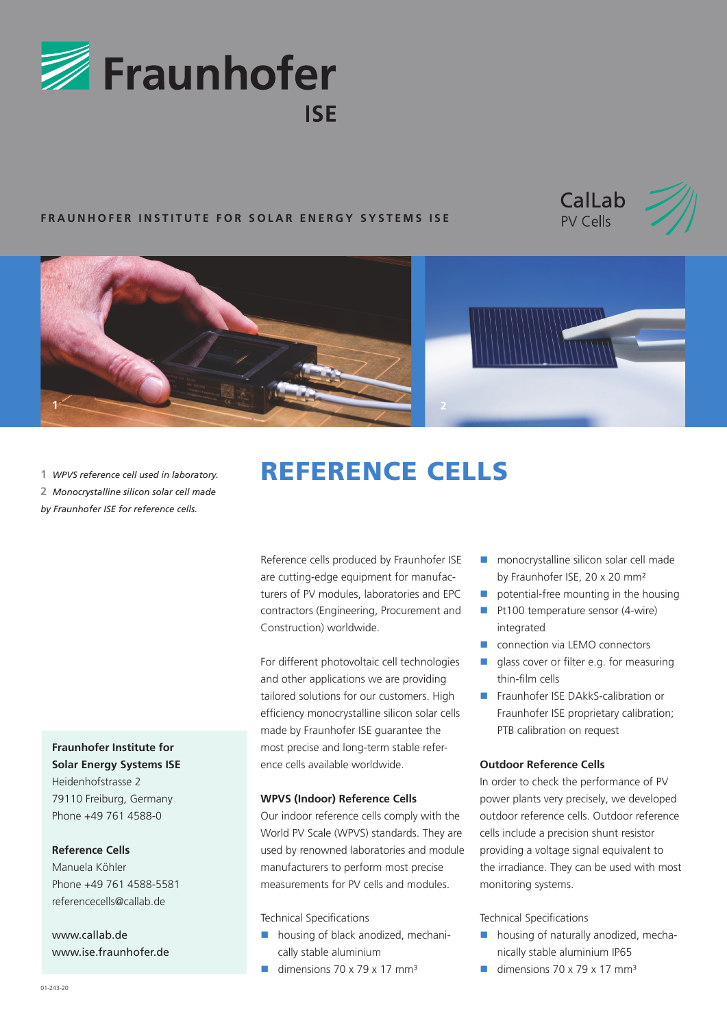Fraunhofer ISE

FRAUNHOFER INSTITUTE FOR SOLAR ENERGY SYSTEMS ISE

CalLab PV Cells

1 *WPVS reference cell used in laboratory.*
2 *Monocrystalline silicon solar cell made by Fraunhofer ISE for reference cells.*

# REFERENCE CELLS

Reference cells produced by Fraunhofer ISE are cutting-edge equipment for manufacturers of PV modules, laboratories and EPC contractors (Engineering, Procurement and Construction) worldwide.

For different photovoltaic cell technologies and other applications we are providing tailored solutions for our customers. High efficiency monocrystalline silicon solar cells made by Fraunhofer ISE guarantee the most precise and long-term stable reference cells available worldwide.

**WPVS (Indoor) Reference Cells**

Our indoor reference cells comply with the World PV Scale (WPVS) standards. They are used by renowned laboratories and module manufacturers to perform most precise measurements for PV cells and modules.

Technical Specifications

- housing of black anodized, mechanically stable aluminium
- dimensions 70 x 79 x 17 mm³
- monocrystalline silicon solar cell made by Fraunhofer ISE, 20 x 20 mm²
- potential-free mounting in the housing
- Pt100 temperature sensor (4-wire) integrated
- connection via LEMO connectors
- glass cover or filter e.g. for measuring thin-film cells
- Fraunhofer ISE DAkkS-calibration or Fraunhofer ISE proprietary calibration; PTB calibration on request

**Outdoor Reference Cells**

In order to check the performance of PV power plants very precisely, we developed outdoor reference cells. Outdoor reference cells include a precision shunt resistor providing a voltage signal equivalent to the irradiance. They can be used with most monitoring systems.

Technical Specifications

- housing of naturally anodized, mechanically stable aluminium IP65
- dimensions 70 x 79 x 17 mm³

**Fraunhofer Institute for Solar Energy Systems ISE**
Heidenhofstrasse 2
79110 Freiburg, Germany
Phone +49 761 4588-0

**Reference Cells**
Manuela Köhler
Phone +49 761 4588-5581
referencecells@callab.de

www.callab.de
www.ise.fraunhofer.de

01-243-20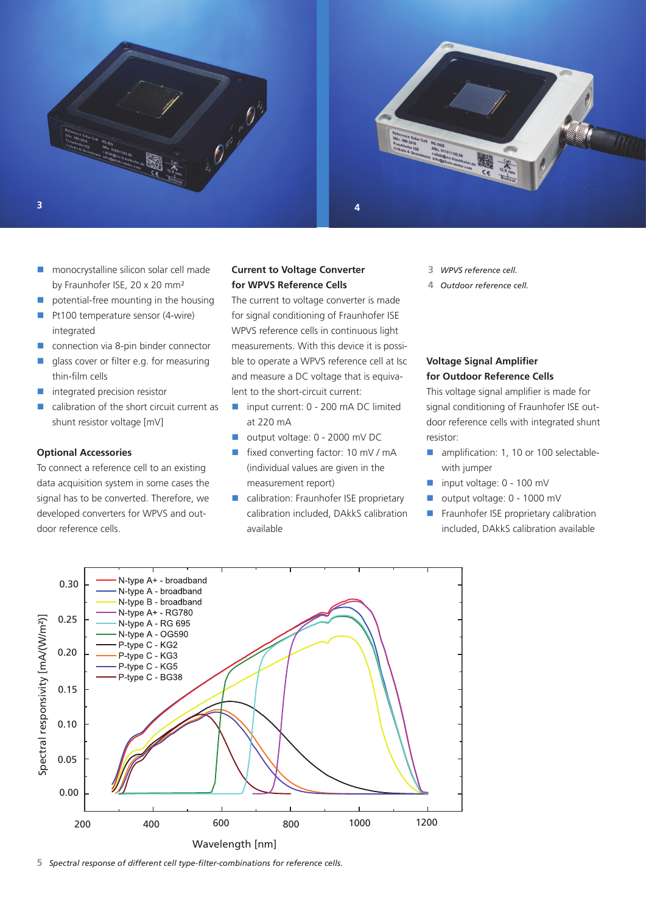- monocrystalline silicon solar cell made by Fraunhofer ISE, 20 x 20 mm²
- potential-free mounting in the housing
- Pt100 temperature sensor (4-wire) integrated
- connection via 8-pin binder connector
- glass cover or filter e.g. for measuring thin-film cells
- integrated precision resistor
- calibration of the short circuit current as shunt resistor voltage [mV]

**Optional Accessories**

To connect a reference cell to an existing data acquisition system in some cases the signal has to be converted. Therefore, we developed converters for WPVS and outdoor reference cells.

**Current to Voltage Converter for WPVS Reference Cells**

The current to voltage converter is made for signal conditioning of Fraunhofer ISE WPVS reference cells in continuous light measurements. With this device it is possible to operate a WPVS reference cell at Isc and measure a DC voltage that is equivalent to the short-circuit current:

- input current: 0 - 200 mA DC limited at 220 mA
- output voltage: 0 - 2000 mV DC
- fixed converting factor: 10 mV / mA (individual values are given in the measurement report)
- calibration: Fraunhofer ISE proprietary calibration included, DAkkS calibration available

3 *WPVS reference cell.*

4 *Outdoor reference cell.*

**Voltage Signal Amplifier for Outdoor Reference Cells**

This voltage signal amplifier is made for signal conditioning of Fraunhofer ISE outdoor reference cells with integrated shunt resistor:

- amplification: 1, 10 or 100 selectable with jumper
- input voltage: 0 - 100 mV
- output voltage: 0 - 1000 mV
- Fraunhofer ISE proprietary calibration included, DAkkS calibration available

N-type A+ - broadband
N-type A - broadband
N-type B - broadband
N-type A+ - RG780
N-type A - RG 695
N-type A - OG590
P-type C - KG2
P-type C - KG3
P-type C - KG5
P-type C - BG38

Spectral responsivity [mA/(W/m²)]
0.30
0.25
0.20
0.15
0.10
0.05
0.00

200 400 600 800 1000 1200
Wavelength [nm]

5 *Spectral response of different cell type-filter-combinations for reference cells.*